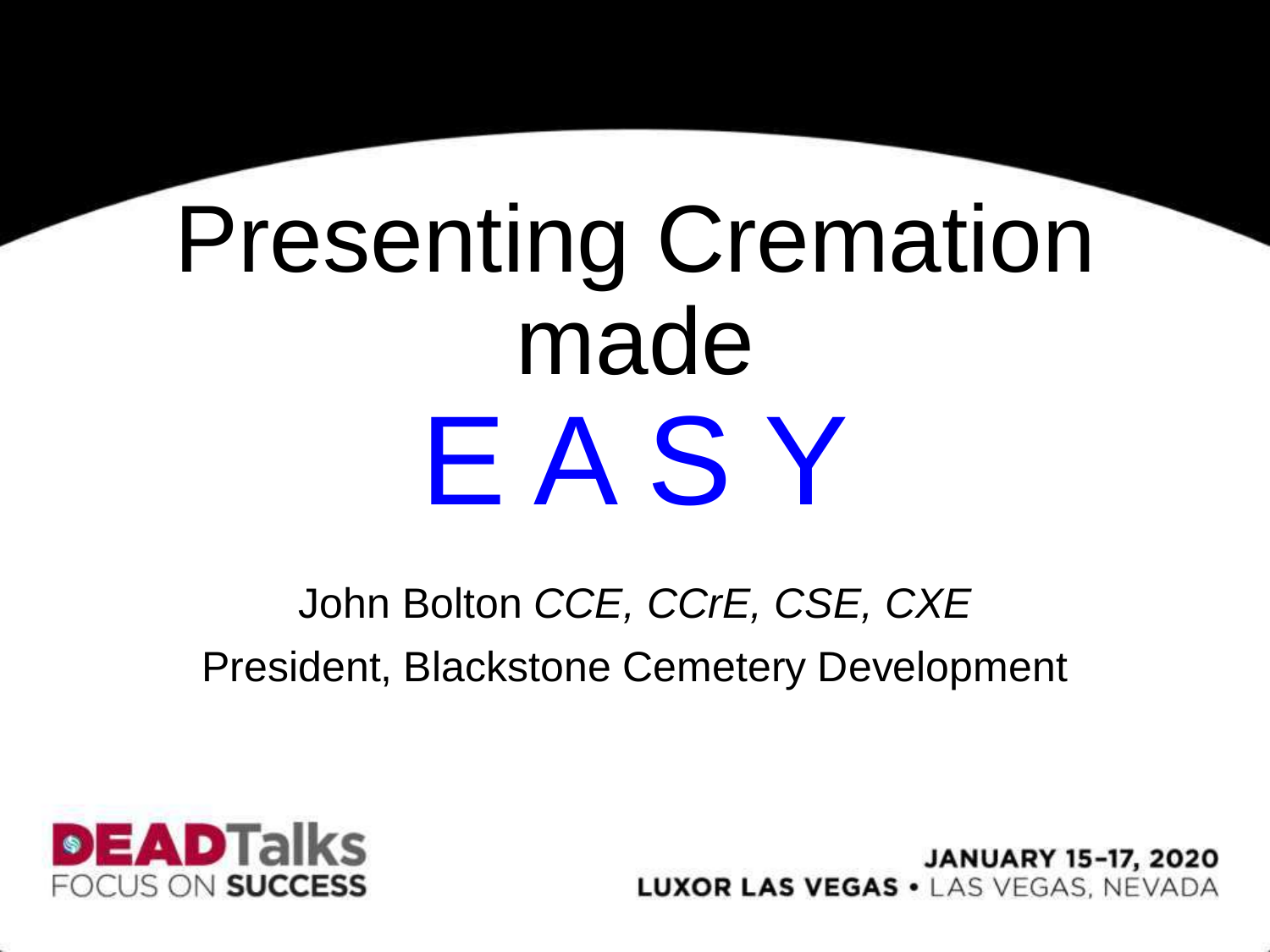# Presenting Cremation made E A S Y

John Bolton *CCE, CCrE, CSE, CXE*

President, Blackstone Cemetery Development

**DEADTalks**
FOCUS ON **SUCCESS**

**JANUARY 15-17, 2020**
**LUXOR LAS VEGAS** • LAS VEGAS, NEVADA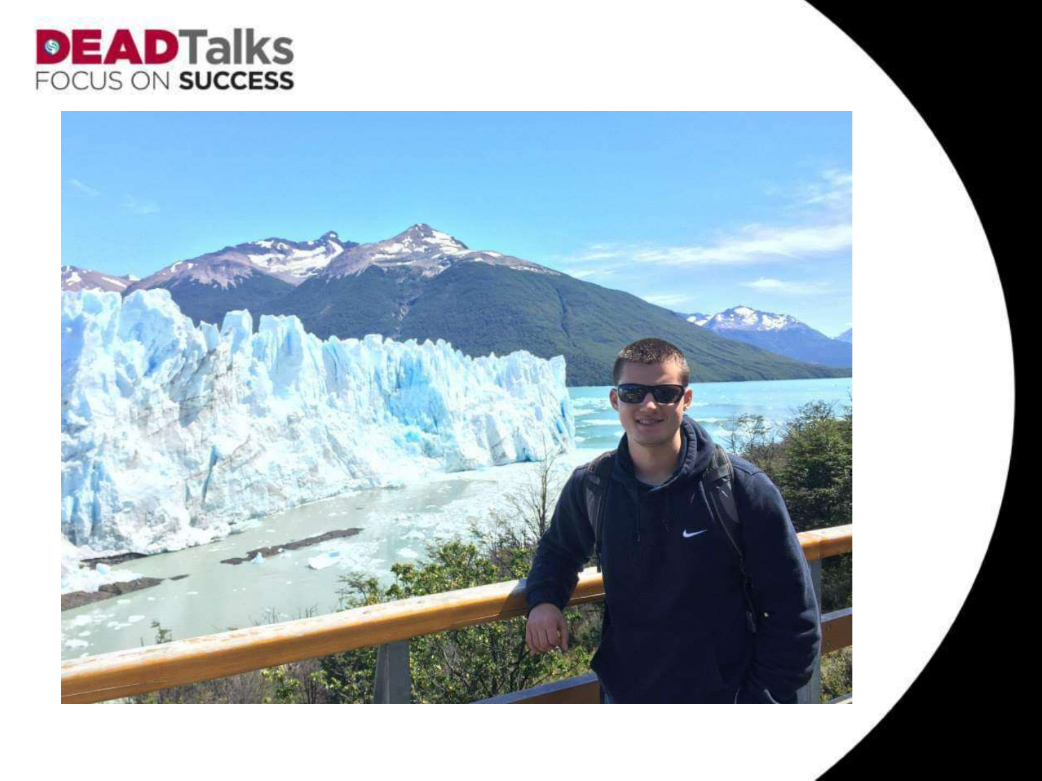DEADTalks
FOCUS ON SUCCESS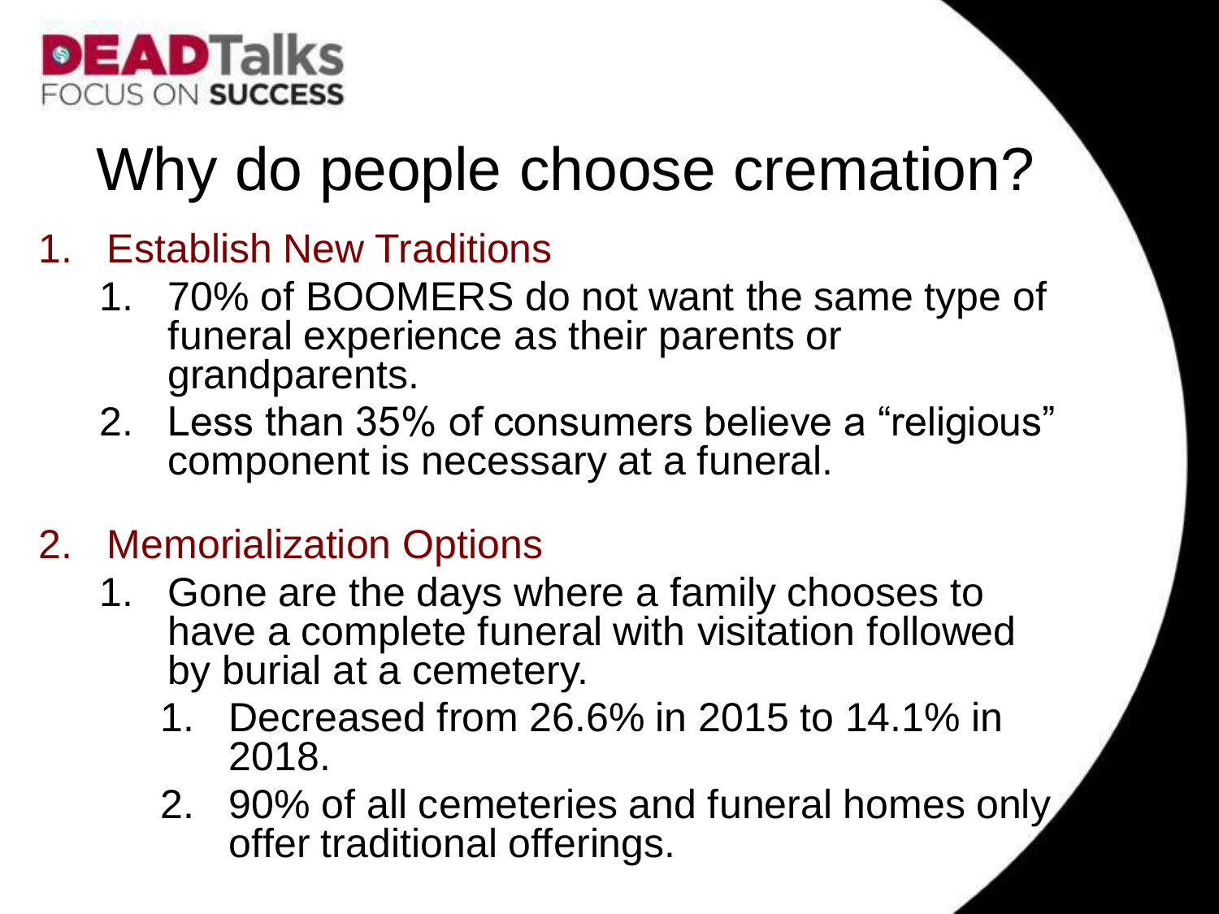# Why do people choose cremation?

1. Establish New Traditions
   1. 70% of BOOMERS do not want the same type of funeral experience as their parents or grandparents.
   2. Less than 35% of consumers believe a "religious" component is necessary at a funeral.

2. Memorialization Options
   1. Gone are the days where a family chooses to have a complete funeral with visitation followed by burial at a cemetery.
      1. Decreased from 26.6% in 2015 to 14.1% in 2018.
      2. 90% of all cemeteries and funeral homes only offer traditional offerings.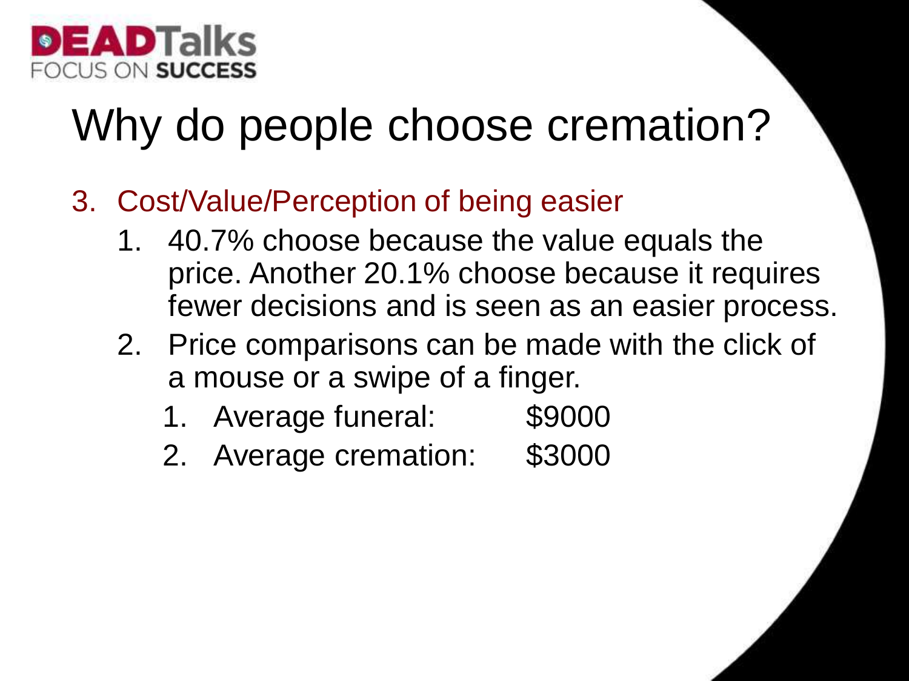# Why do people choose cremation?

3. Cost/Value/Perception of being easier
   1. 40.7% choose because the value equals the price. Another 20.1% choose because it requires fewer decisions and is seen as an easier process.
   2. Price comparisons can be made with the click of a mouse or a swipe of a finger.
      1. Average funeral: $9000
      2. Average cremation: $3000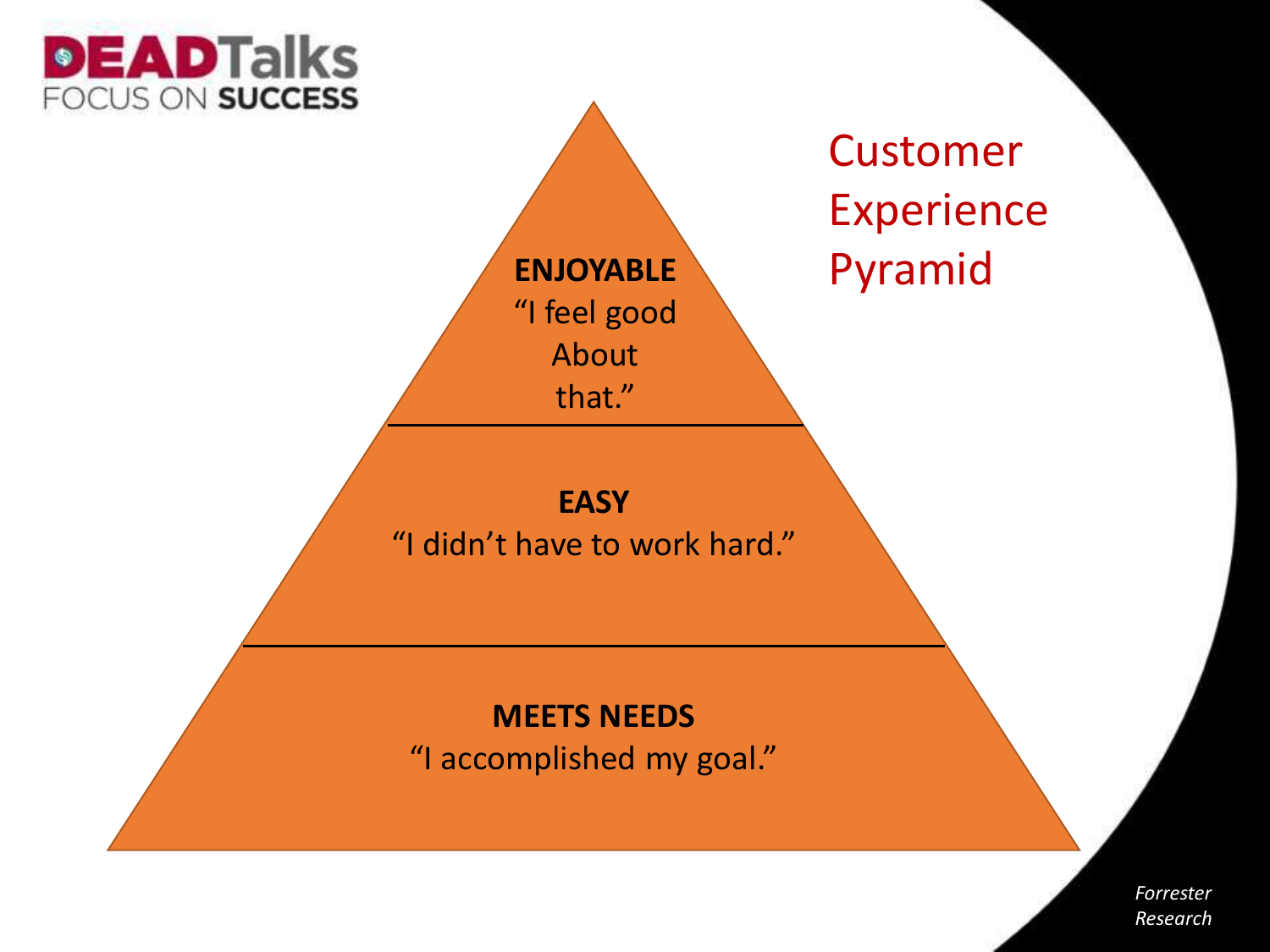# Customer Experience Pyramid

**ENJOYABLE**
"I feel good About that."

**EASY**
"I didn't have to work hard."

**MEETS NEEDS**
"I accomplished my goal."

*Forrester Research*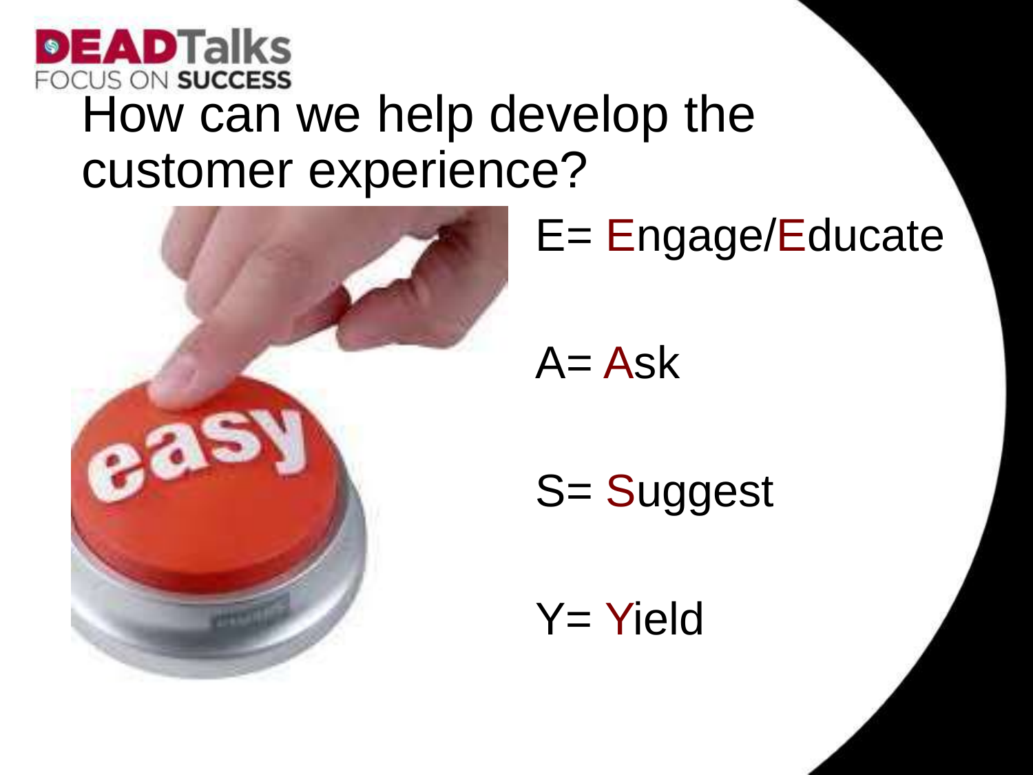# How can we help develop the customer experience?

E= Engage/Educate

A= Ask

S= Suggest

Y= Yield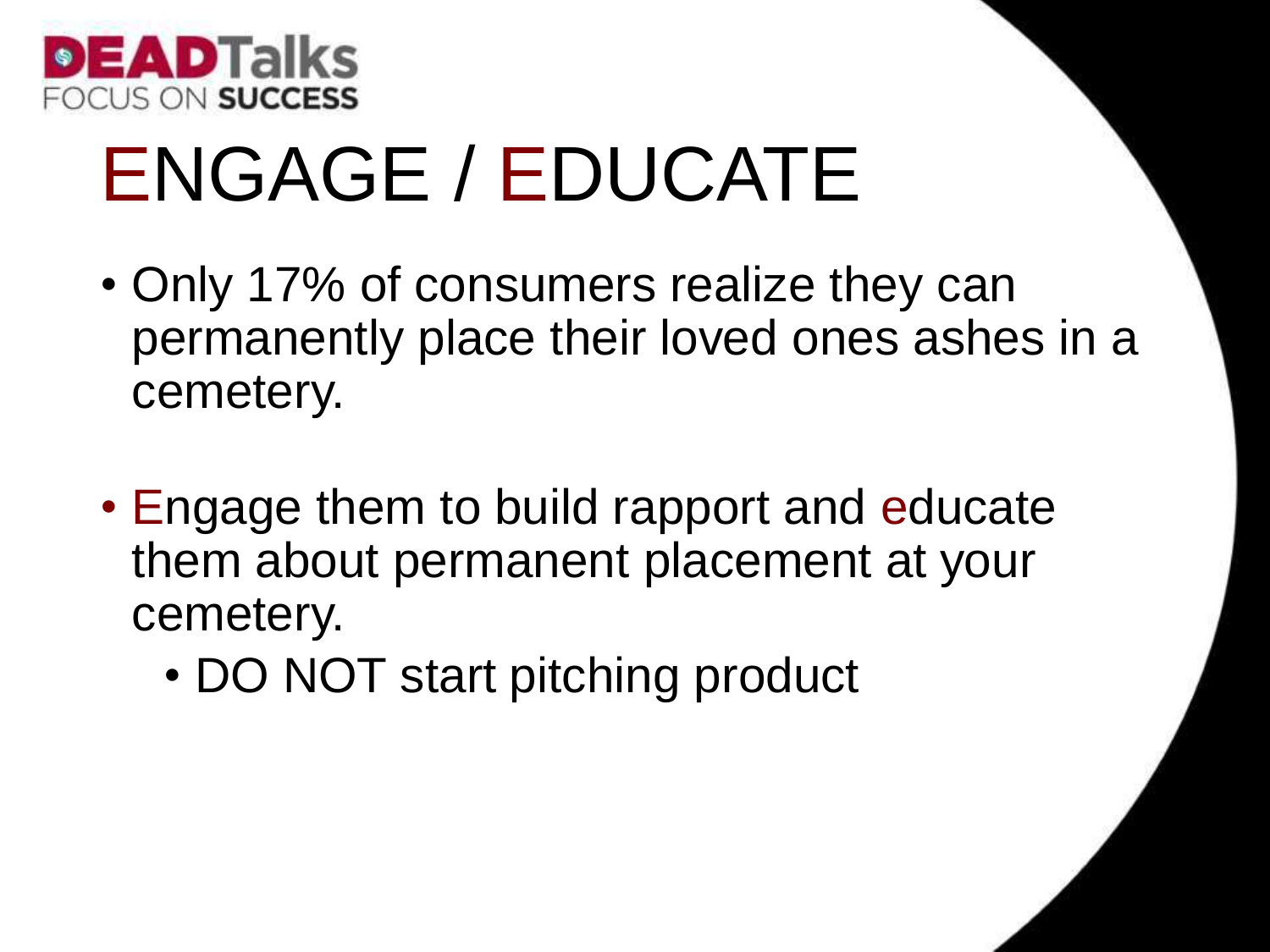# ENGAGE / EDUCATE

- Only 17% of consumers realize they can permanently place their loved ones ashes in a cemetery.
- Engage them to build rapport and educate them about permanent placement at your cemetery.
  - DO NOT start pitching product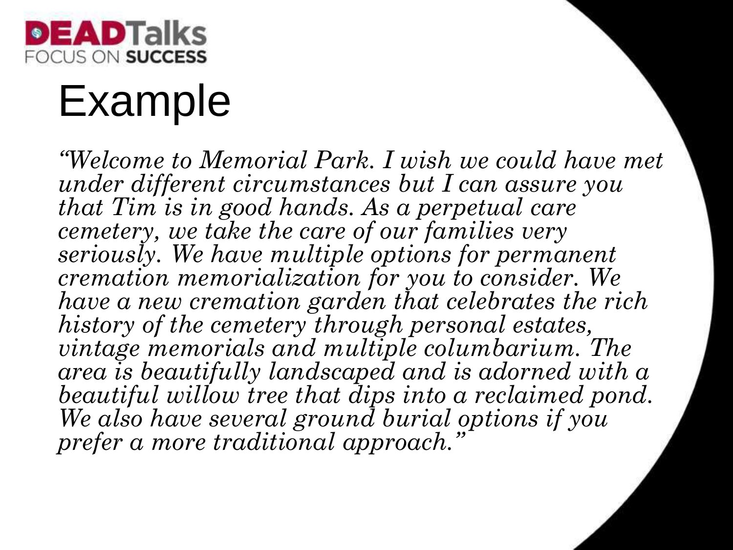# Example

*"Welcome to Memorial Park. I wish we could have met under different circumstances but I can assure you that Tim is in good hands. As a perpetual care cemetery, we take the care of our families very seriously. We have multiple options for permanent cremation memorialization for you to consider. We have a new cremation garden that celebrates the rich history of the cemetery through personal estates, vintage memorials and multiple columbarium. The area is beautifully landscaped and is adorned with a beautiful willow tree that dips into a reclaimed pond. We also have several ground burial options if you prefer a more traditional approach."*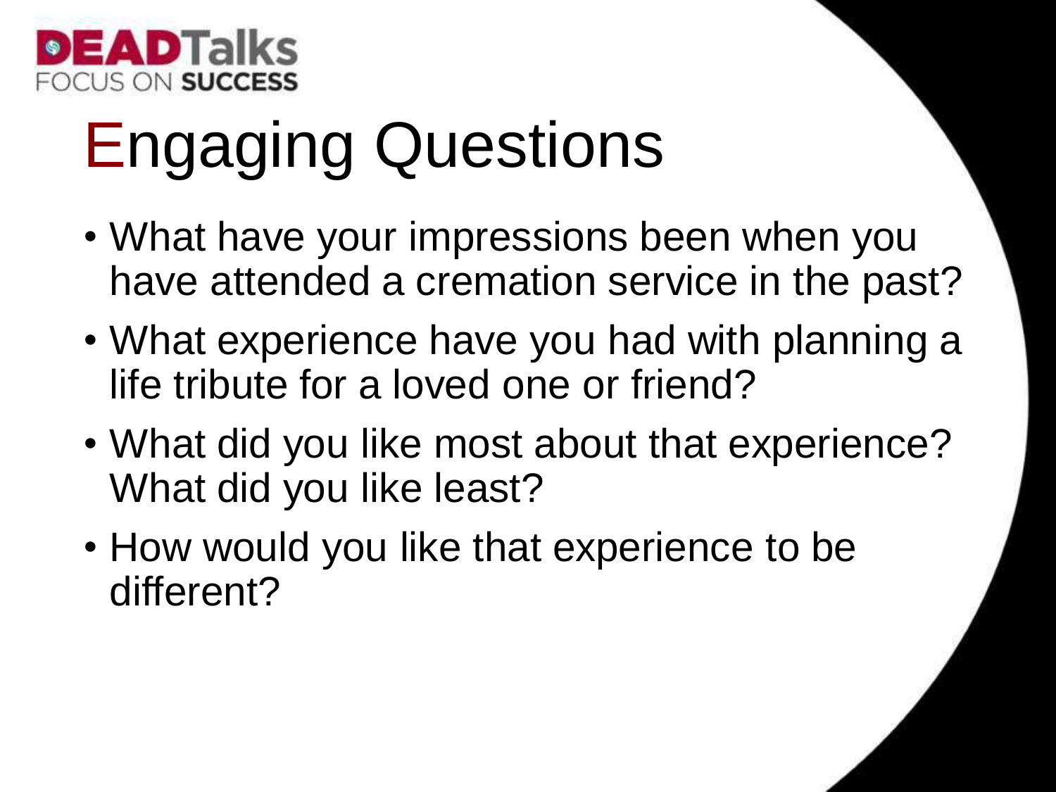DEADTalks
FOCUS ON SUCCESS

# Engaging Questions

- What have your impressions been when you have attended a cremation service in the past?
- What experience have you had with planning a life tribute for a loved one or friend?
- What did you like most about that experience? What did you like least?
- How would you like that experience to be different?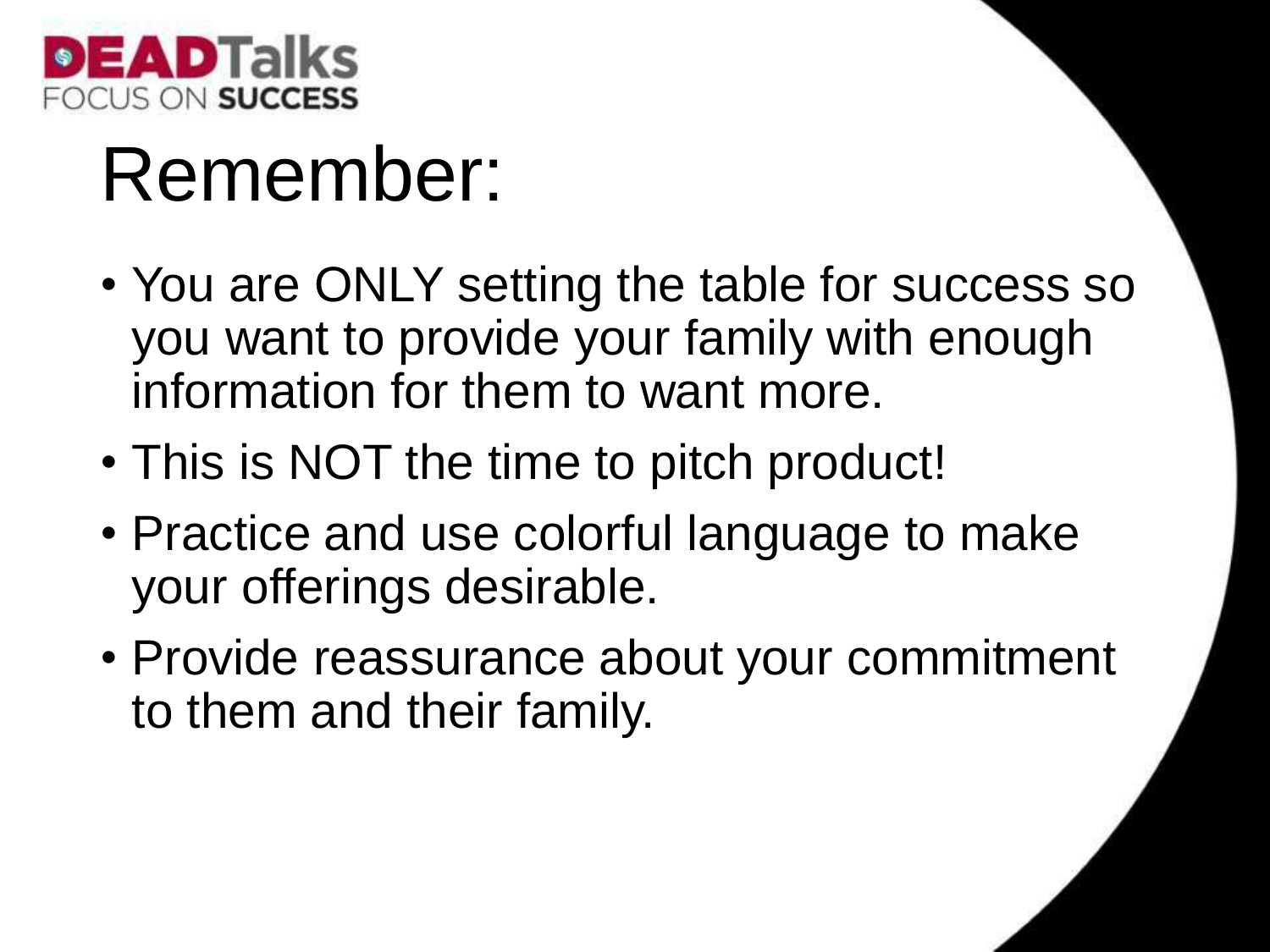# Remember:

- You are ONLY setting the table for success so you want to provide your family with enough information for them to want more.
- This is NOT the time to pitch product!
- Practice and use colorful language to make your offerings desirable.
- Provide reassurance about your commitment to them and their family.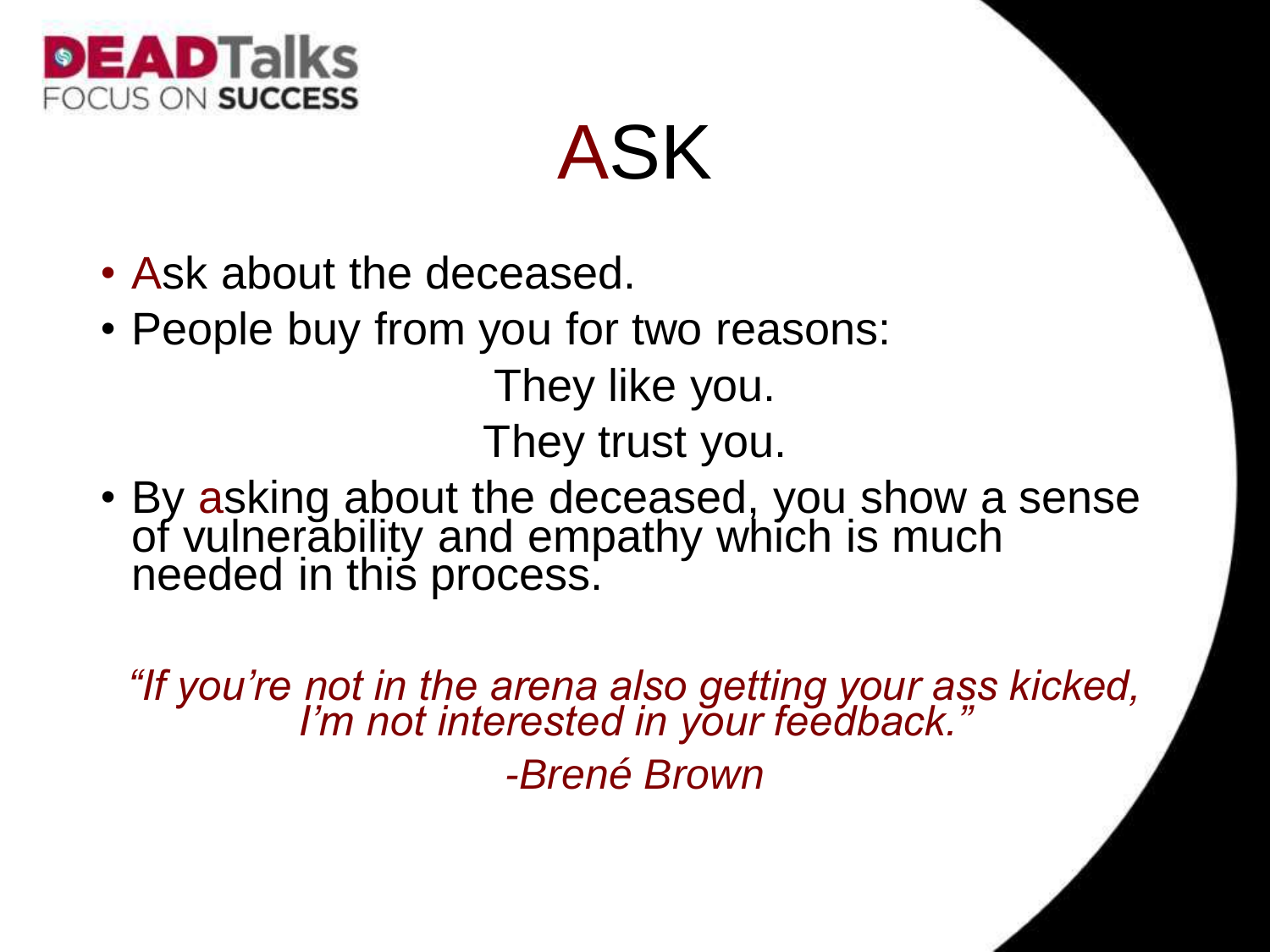DEADTalks
FOCUS ON SUCCESS

# ASK

- Ask about the deceased.
- People buy from you for two reasons:

  They like you.

  They trust you.
- By asking about the deceased, you show a sense of vulnerability and empathy which is much needed in this process.

*"If you're not in the arena also getting your ass kicked, I'm not interested in your feedback."*

*-Brené Brown*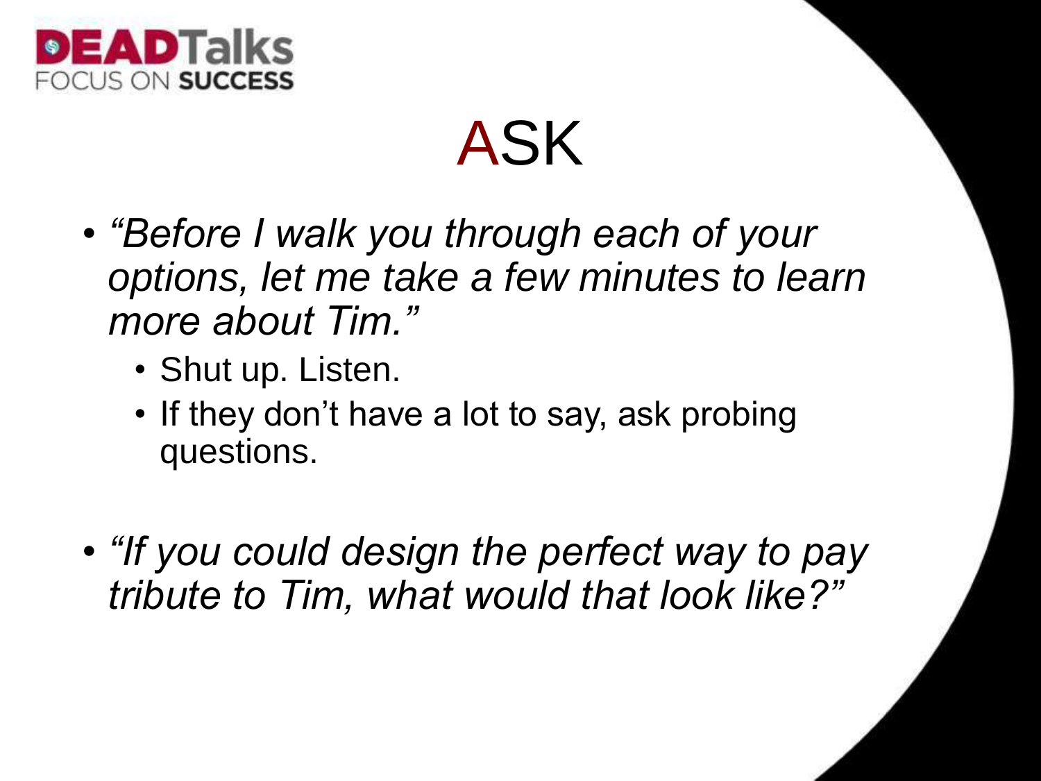# ASK

- *"Before I walk you through each of your options, let me take a few minutes to learn more about Tim."*
  - Shut up. Listen.
  - If they don't have a lot to say, ask probing questions.

- *"If you could design the perfect way to pay tribute to Tim, what would that look like?"*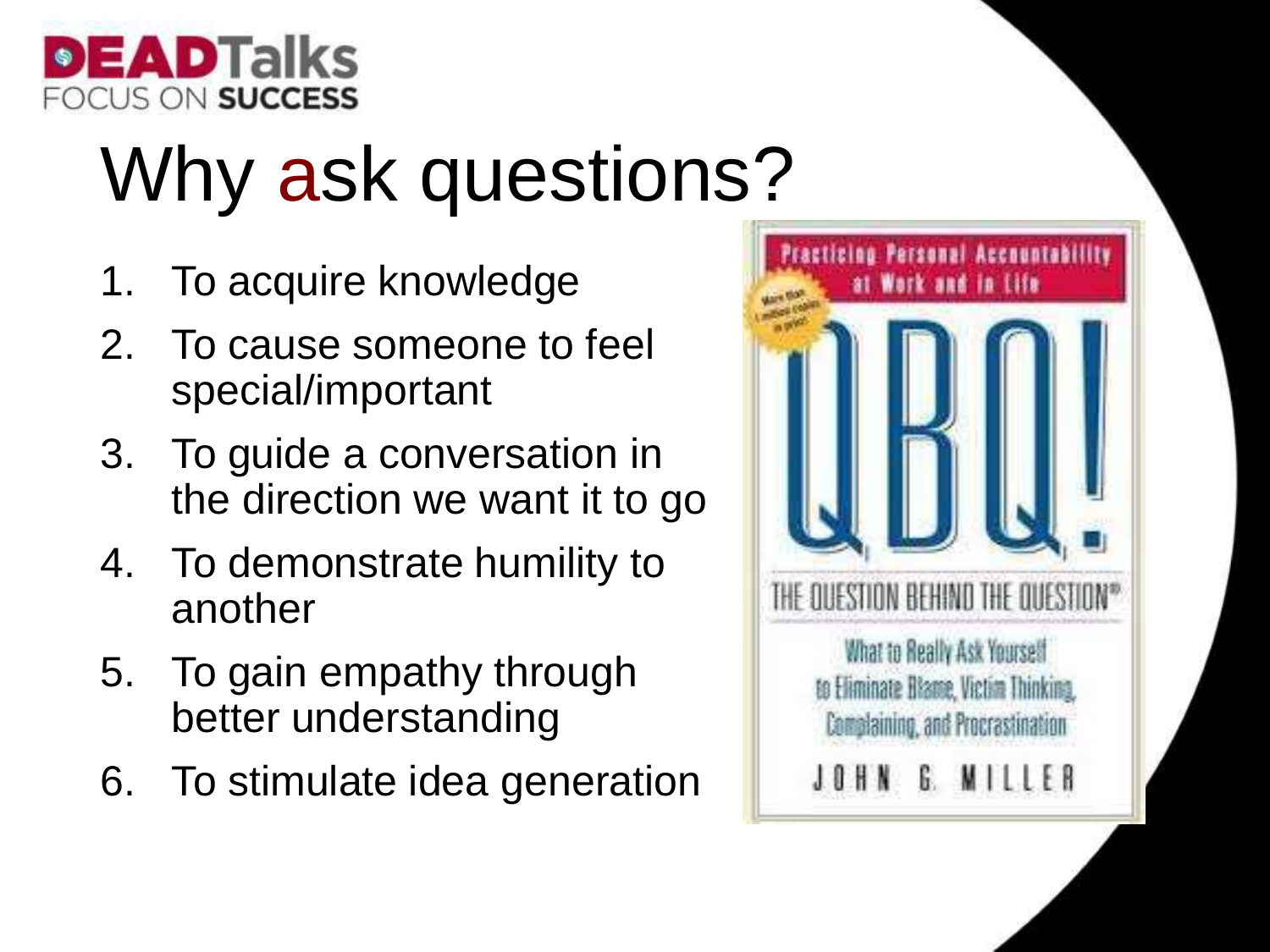DEADTalks
FOCUS ON SUCCESS

# Why ask questions?

1. To acquire knowledge
2. To cause someone to feel special/important
3. To guide a conversation in the direction we want it to go
4. To demonstrate humility to another
5. To gain empathy through better understanding
6. To stimulate idea generation

Practicing Personal Accountability at Work and in Life

QBQ!

THE QUESTION BEHIND THE QUESTION®

What to Really Ask Yourself to Eliminate Blame, Victim Thinking, Complaining, and Procrastination

JOHN G. MILLER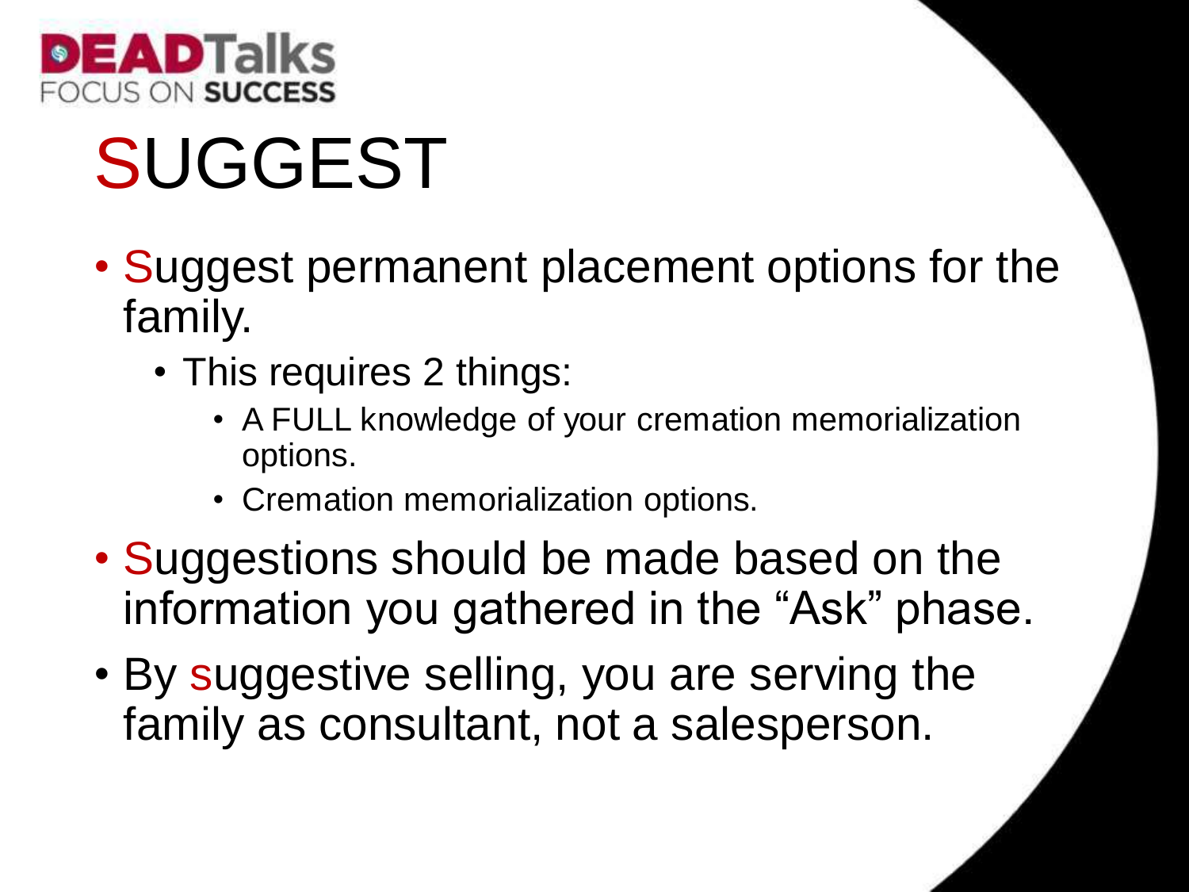# SUGGEST

- Suggest permanent placement options for the family.
  - This requires 2 things:
    - A FULL knowledge of your cremation memorialization options.
    - Cremation memorialization options.
- Suggestions should be made based on the information you gathered in the "Ask" phase.
- By suggestive selling, you are serving the family as consultant, not a salesperson.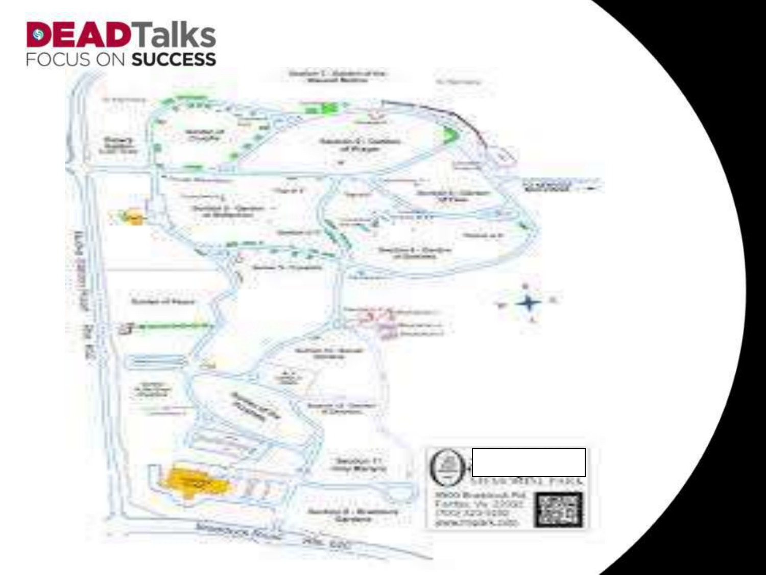**DEADTalks**

FOCUS ON **SUCCESS**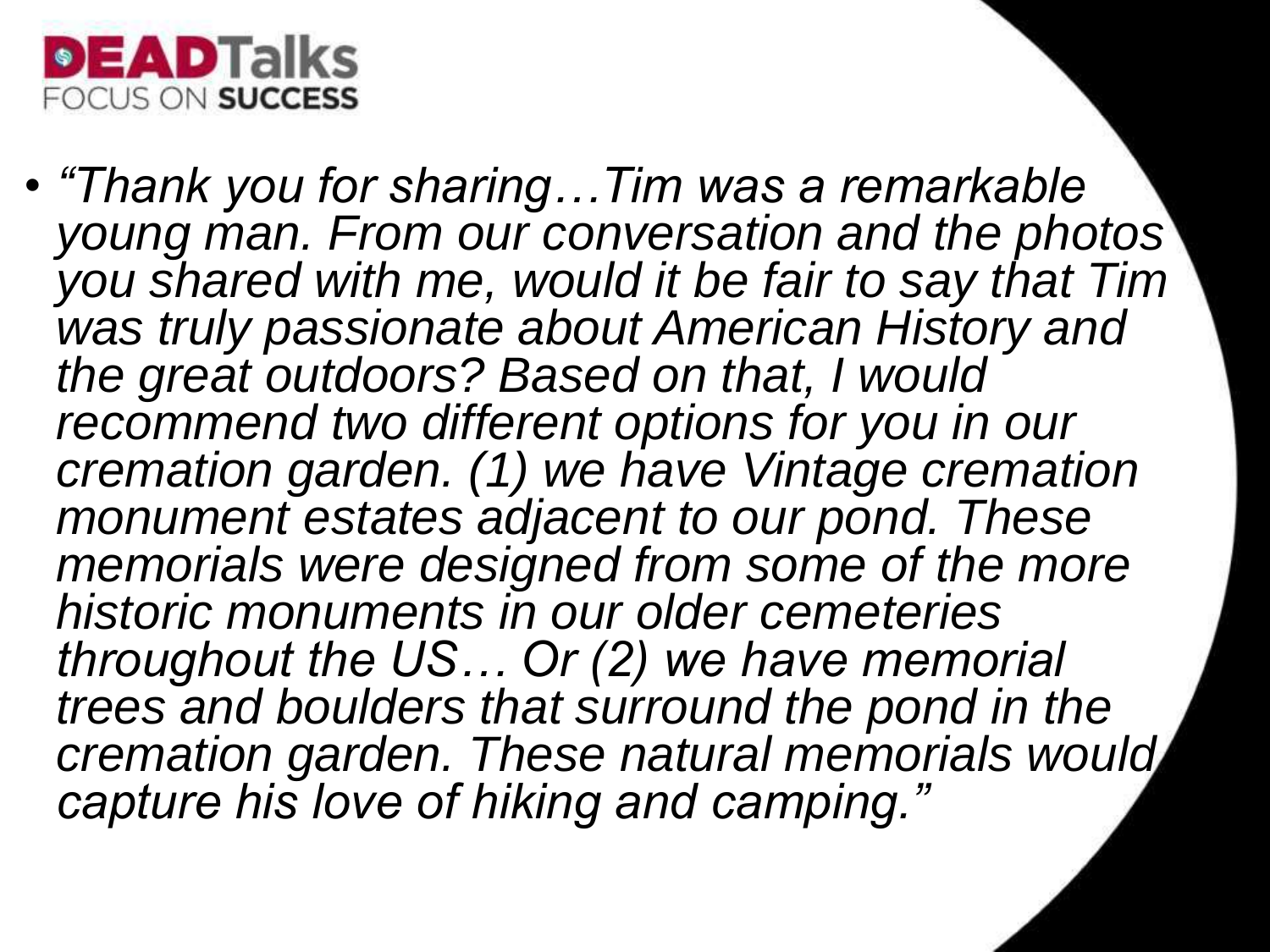- *"Thank you for sharing…Tim was a remarkable young man. From our conversation and the photos you shared with me, would it be fair to say that Tim was truly passionate about American History and the great outdoors? Based on that, I would recommend two different options for you in our cremation garden. (1) we have Vintage cremation monument estates adjacent to our pond. These memorials were designed from some of the more historic monuments in our older cemeteries throughout the US… Or (2) we have memorial trees and boulders that surround the pond in the cremation garden. These natural memorials would capture his love of hiking and camping."*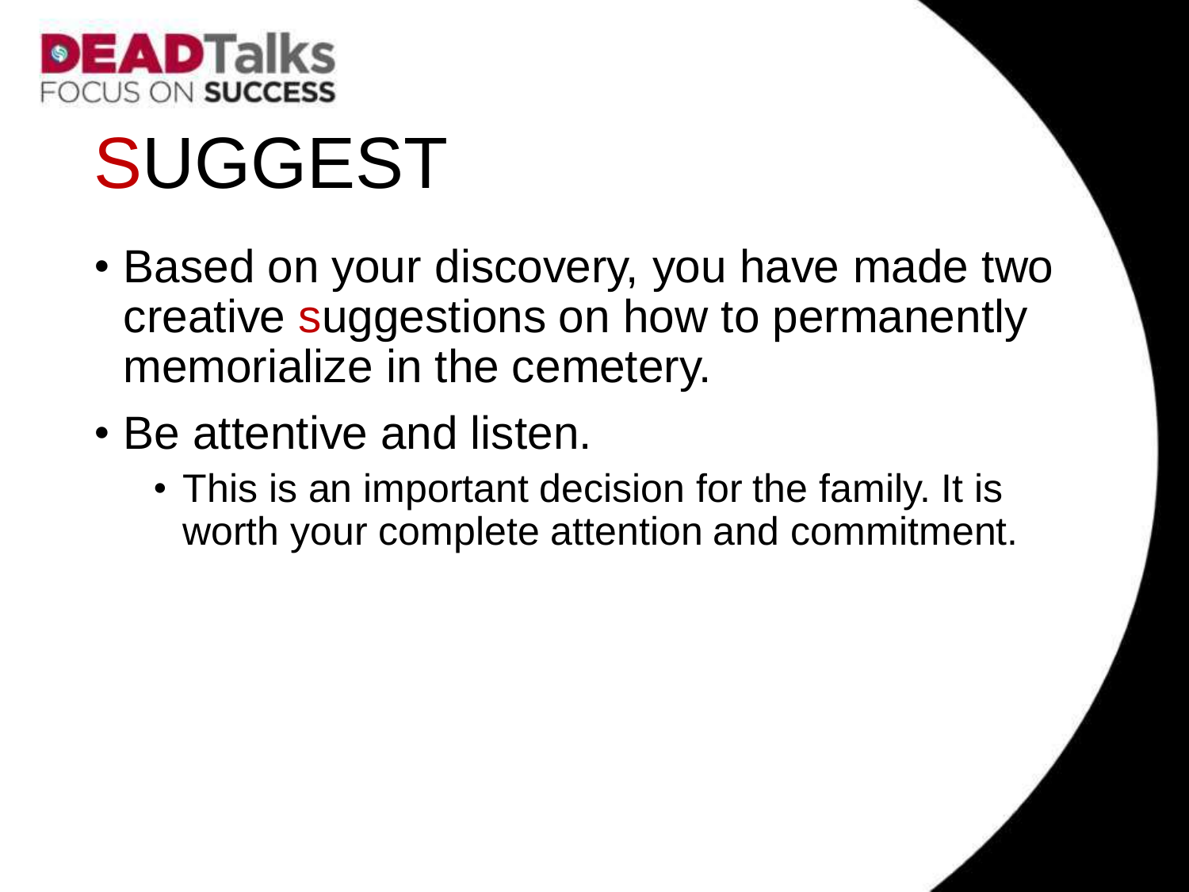# SUGGEST

- Based on your discovery, you have made two creative suggestions on how to permanently memorialize in the cemetery.
- Be attentive and listen.
  - This is an important decision for the family. It is worth your complete attention and commitment.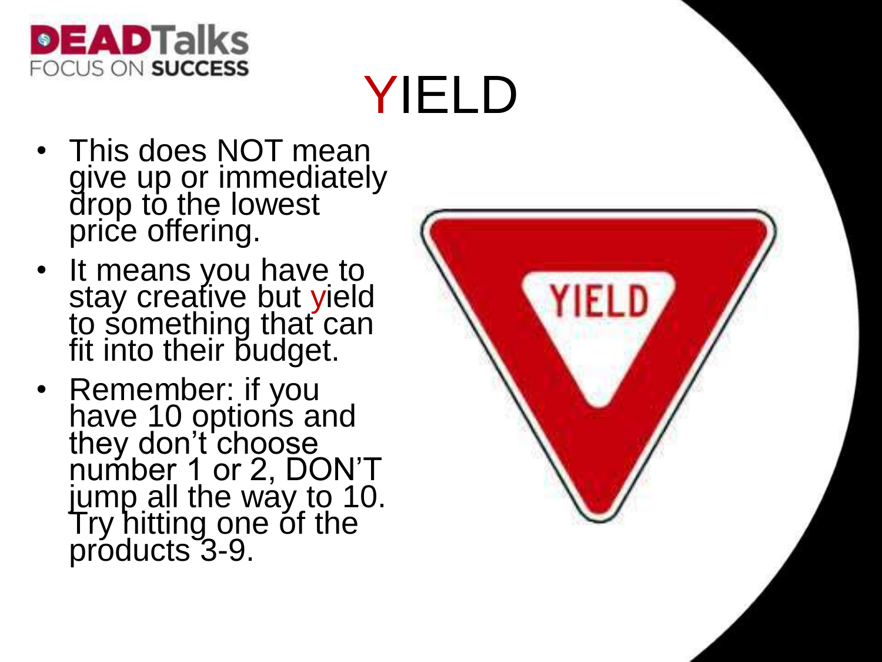# YIELD

- This does NOT mean give up or immediately drop to the lowest price offering.
- It means you have to stay creative but yield to something that can fit into their budget.
- Remember: if you have 10 options and they don't choose number 1 or 2, DON'T jump all the way to 10. Try hitting one of the products 3-9.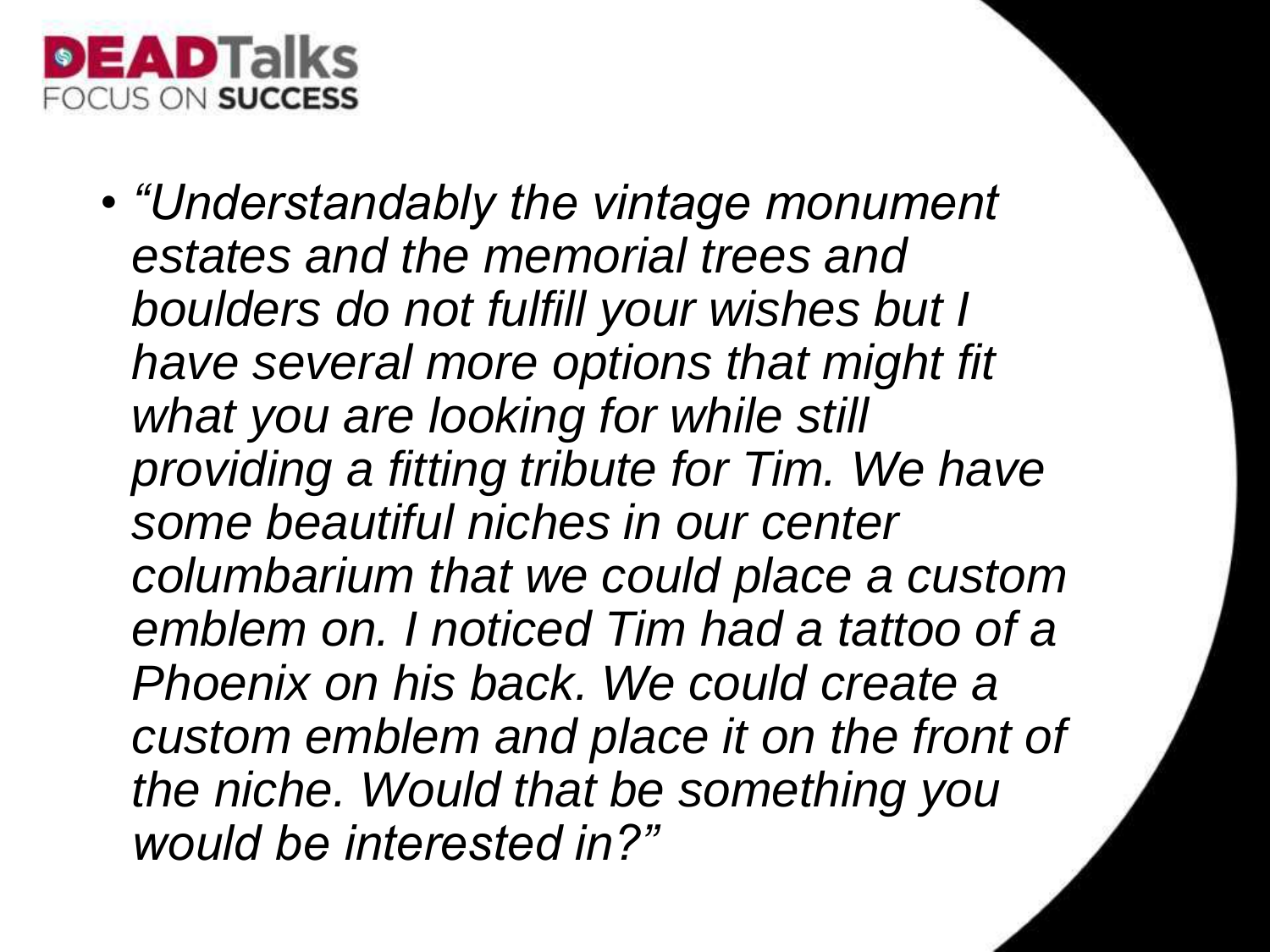- *"Understandably the vintage monument estates and the memorial trees and boulders do not fulfill your wishes but I have several more options that might fit what you are looking for while still providing a fitting tribute for Tim. We have some beautiful niches in our center columbarium that we could place a custom emblem on. I noticed Tim had a tattoo of a Phoenix on his back. We could create a custom emblem and place it on the front of the niche. Would that be something you would be interested in?"*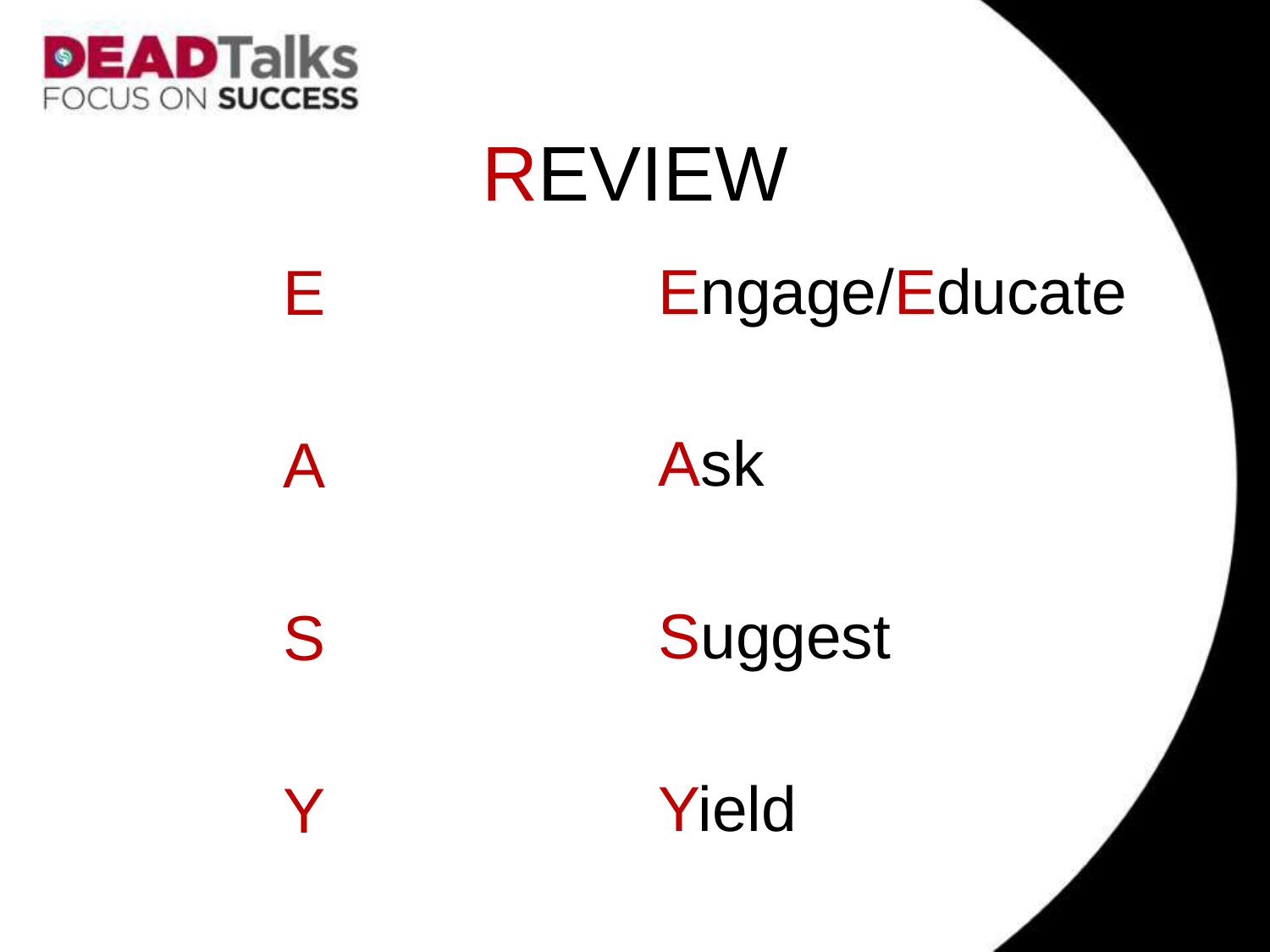# REVIEW

| | |
|---|---|
| E | Engage/Educate |
| A | Ask |
| S | Suggest |
| Y | Yield |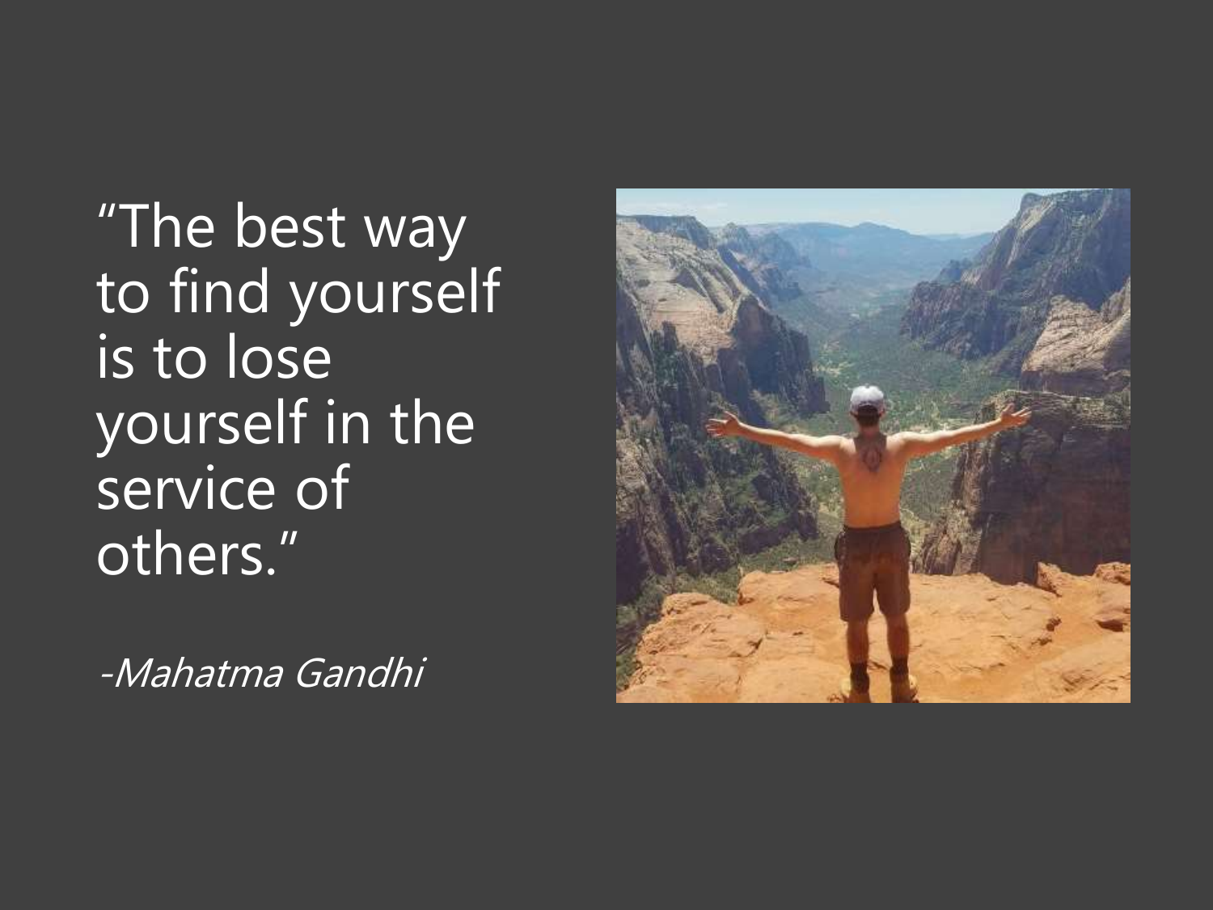"The best way to find yourself is to lose yourself in the service of others."

*-Mahatma Gandhi*